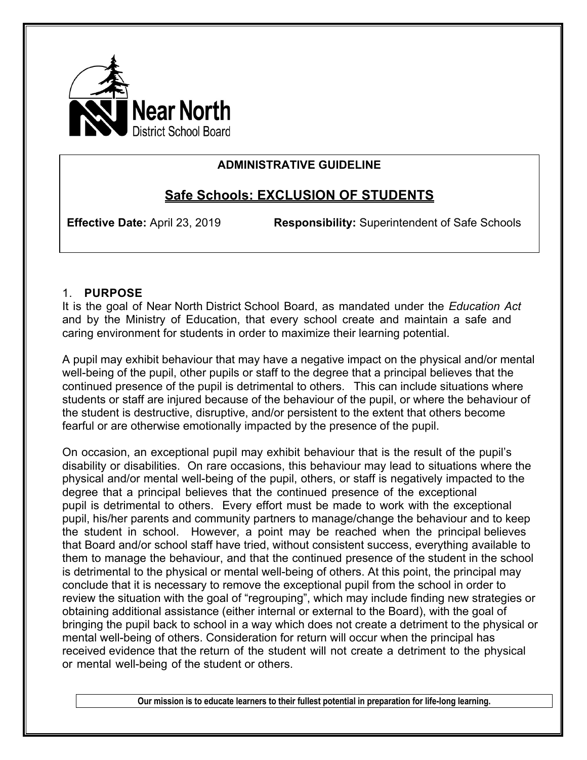Near North District School Board

**ADMINISTRATIVE GUIDELINE**

# Safe Schools: EXCLUSION OF STUDENTS

**Effective Date:** April 23, 2019 **Responsibility:** Superintendent of Safe Schools

## 1. PURPOSE

It is the goal of Near North District School Board, as mandated under the *Education Act* and by the Ministry of Education, that every school create and maintain a safe and caring environment for students in order to maximize their learning potential.

A pupil may exhibit behaviour that may have a negative impact on the physical and/or mental well-being of the pupil, other pupils or staff to the degree that a principal believes that the continued presence of the pupil is detrimental to others. This can include situations where students or staff are injured because of the behaviour of the pupil, or where the behaviour of the student is destructive, disruptive, and/or persistent to the extent that others become fearful or are otherwise emotionally impacted by the presence of the pupil.

On occasion, an exceptional pupil may exhibit behaviour that is the result of the pupil's disability or disabilities. On rare occasions, this behaviour may lead to situations where the physical and/or mental well-being of the pupil, others, or staff is negatively impacted to the degree that a principal believes that the continued presence of the exceptional pupil is detrimental to others. Every effort must be made to work with the exceptional pupil, his/her parents and community partners to manage/change the behaviour and to keep the student in school. However, a point may be reached when the principal believes that Board and/or school staff have tried, without consistent success, everything available to them to manage the behaviour, and that the continued presence of the student in the school is detrimental to the physical or mental well-being of others. At this point, the principal may conclude that it is necessary to remove the exceptional pupil from the school in order to review the situation with the goal of "regrouping", which may include finding new strategies or obtaining additional assistance (either internal or external to the Board), with the goal of bringing the pupil back to school in a way which does not create a detriment to the physical or mental well-being of others. Consideration for return will occur when the principal has received evidence that the return of the student will not create a detriment to the physical or mental well-being of the student or others.

**Our mission is to educate learners to their fullest potential in preparation for life-long learning.**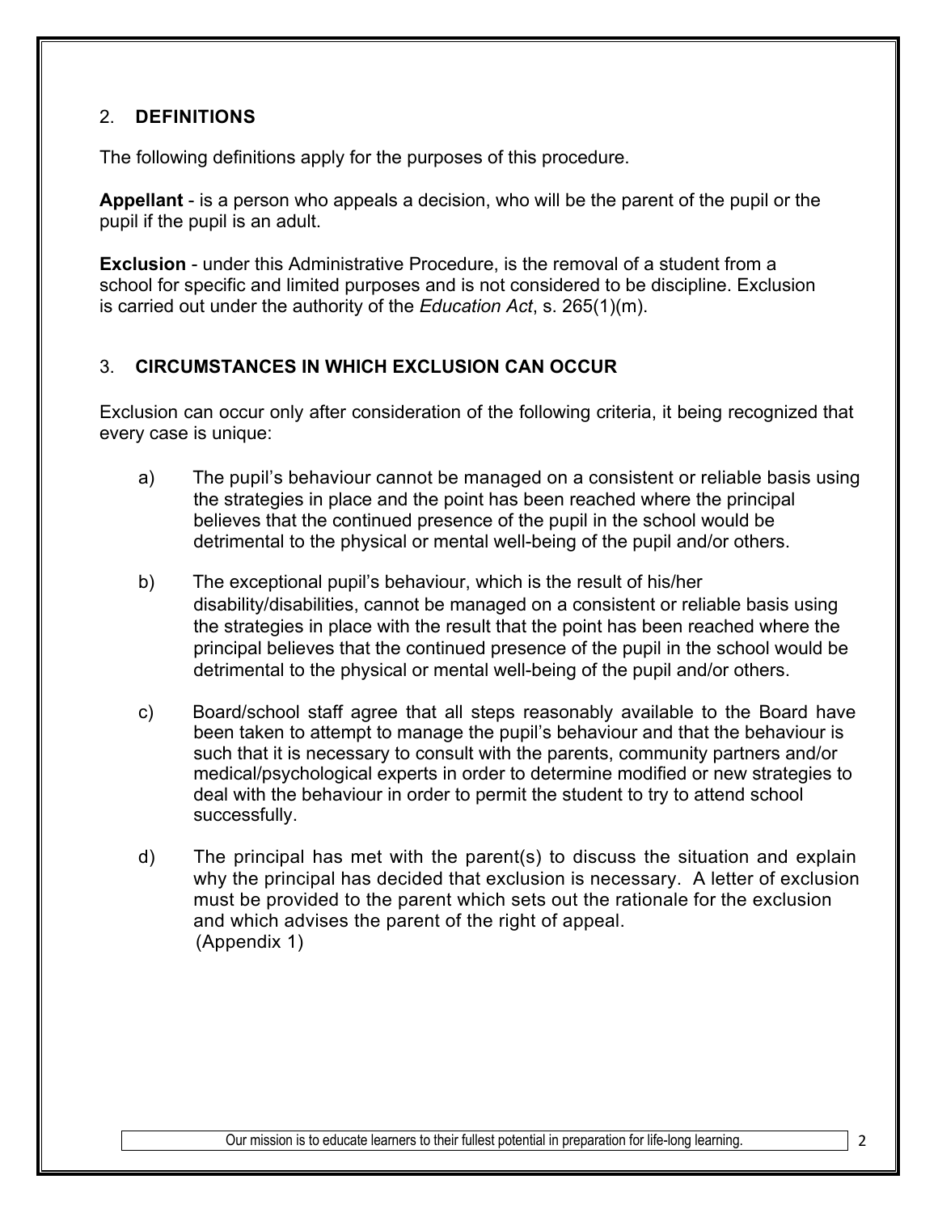## 2. DEFINITIONS

The following definitions apply for the purposes of this procedure.

**Appellant** - is a person who appeals a decision, who will be the parent of the pupil or the pupil if the pupil is an adult.

**Exclusion** - under this Administrative Procedure, is the removal of a student from a school for specific and limited purposes and is not considered to be discipline. Exclusion is carried out under the authority of the *Education Act*, s. 265(1)(m).

## 3. CIRCUMSTANCES IN WHICH EXCLUSION CAN OCCUR

Exclusion can occur only after consideration of the following criteria, it being recognized that every case is unique:

a) The pupil's behaviour cannot be managed on a consistent or reliable basis using the strategies in place and the point has been reached where the principal believes that the continued presence of the pupil in the school would be detrimental to the physical or mental well-being of the pupil and/or others.

b) The exceptional pupil's behaviour, which is the result of his/her disability/disabilities, cannot be managed on a consistent or reliable basis using the strategies in place with the result that the point has been reached where the principal believes that the continued presence of the pupil in the school would be detrimental to the physical or mental well-being of the pupil and/or others.

c) Board/school staff agree that all steps reasonably available to the Board have been taken to attempt to manage the pupil's behaviour and that the behaviour is such that it is necessary to consult with the parents, community partners and/or medical/psychological experts in order to determine modified or new strategies to deal with the behaviour in order to permit the student to try to attend school successfully.

d) The principal has met with the parent(s) to discuss the situation and explain why the principal has decided that exclusion is necessary. A letter of exclusion must be provided to the parent which sets out the rationale for the exclusion and which advises the parent of the right of appeal. (Appendix 1)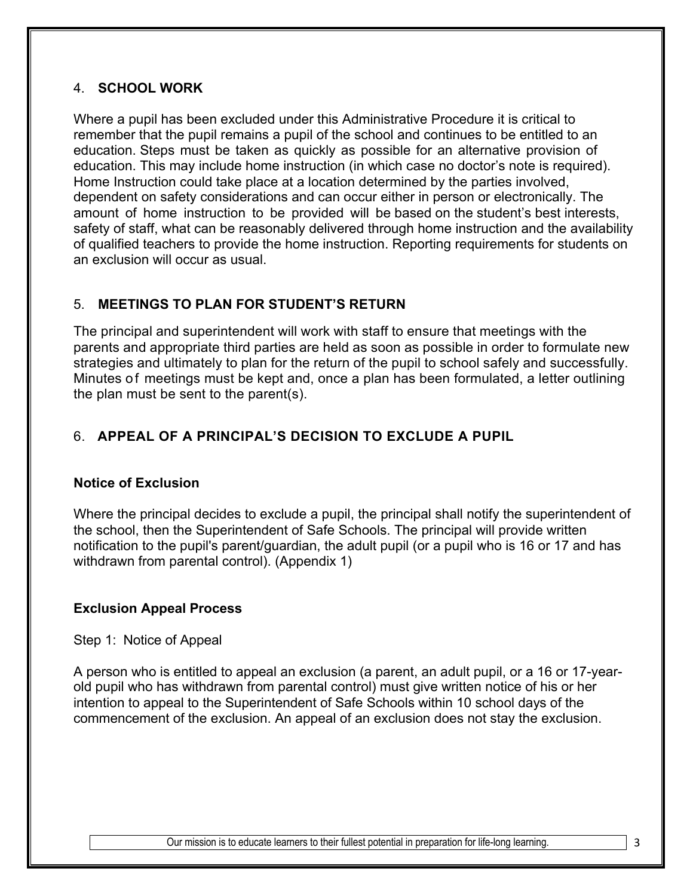## 4. SCHOOL WORK

Where a pupil has been excluded under this Administrative Procedure it is critical to remember that the pupil remains a pupil of the school and continues to be entitled to an education. Steps must be taken as quickly as possible for an alternative provision of education. This may include home instruction (in which case no doctor's note is required). Home Instruction could take place at a location determined by the parties involved, dependent on safety considerations and can occur either in person or electronically. The amount of home instruction to be provided will be based on the student's best interests, safety of staff, what can be reasonably delivered through home instruction and the availability of qualified teachers to provide the home instruction. Reporting requirements for students on an exclusion will occur as usual.

## 5. MEETINGS TO PLAN FOR STUDENT'S RETURN

The principal and superintendent will work with staff to ensure that meetings with the parents and appropriate third parties are held as soon as possible in order to formulate new strategies and ultimately to plan for the return of the pupil to school safely and successfully. Minutes of meetings must be kept and, once a plan has been formulated, a letter outlining the plan must be sent to the parent(s).

## 6. APPEAL OF A PRINCIPAL'S DECISION TO EXCLUDE A PUPIL

### Notice of Exclusion

Where the principal decides to exclude a pupil, the principal shall notify the superintendent of the school, then the Superintendent of Safe Schools. The principal will provide written notification to the pupil's parent/guardian, the adult pupil (or a pupil who is 16 or 17 and has withdrawn from parental control). (Appendix 1)

### Exclusion Appeal Process

Step 1: Notice of Appeal

A person who is entitled to appeal an exclusion (a parent, an adult pupil, or a 16 or 17-year-old pupil who has withdrawn from parental control) must give written notice of his or her intention to appeal to the Superintendent of Safe Schools within 10 school days of the commencement of the exclusion. An appeal of an exclusion does not stay the exclusion.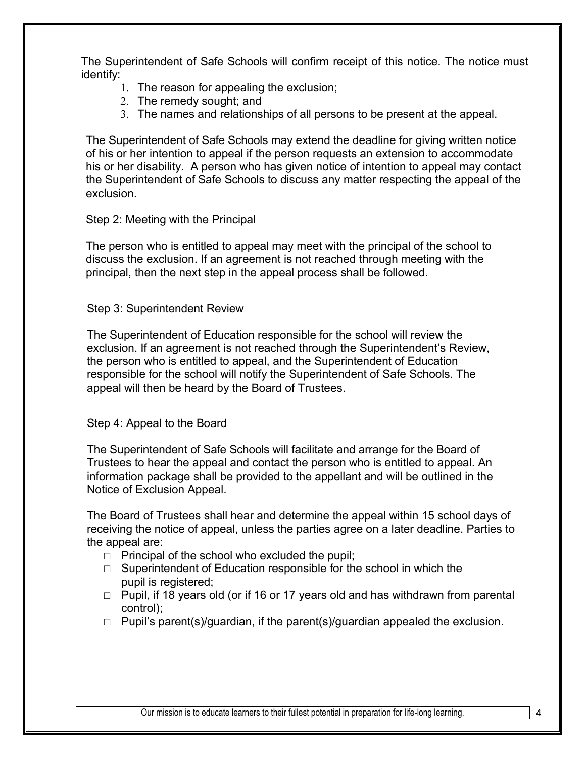The Superintendent of Safe Schools will confirm receipt of this notice. The notice must identify:

1. The reason for appealing the exclusion;
2. The remedy sought; and
3. The names and relationships of all persons to be present at the appeal.

The Superintendent of Safe Schools may extend the deadline for giving written notice of his or her intention to appeal if the person requests an extension to accommodate his or her disability. A person who has given notice of intention to appeal may contact the Superintendent of Safe Schools to discuss any matter respecting the appeal of the exclusion.

Step 2: Meeting with the Principal

The person who is entitled to appeal may meet with the principal of the school to discuss the exclusion. If an agreement is not reached through meeting with the principal, then the next step in the appeal process shall be followed.

Step 3: Superintendent Review

The Superintendent of Education responsible for the school will review the exclusion. If an agreement is not reached through the Superintendent's Review, the person who is entitled to appeal, and the Superintendent of Education responsible for the school will notify the Superintendent of Safe Schools. The appeal will then be heard by the Board of Trustees.

Step 4: Appeal to the Board

The Superintendent of Safe Schools will facilitate and arrange for the Board of Trustees to hear the appeal and contact the person who is entitled to appeal. An information package shall be provided to the appellant and will be outlined in the Notice of Exclusion Appeal.

The Board of Trustees shall hear and determine the appeal within 15 school days of receiving the notice of appeal, unless the parties agree on a later deadline. Parties to the appeal are:

- Principal of the school who excluded the pupil;
- Superintendent of Education responsible for the school in which the pupil is registered;
- Pupil, if 18 years old (or if 16 or 17 years old and has withdrawn from parental control);
- Pupil's parent(s)/guardian, if the parent(s)/guardian appealed the exclusion.

Our mission is to educate learners to their fullest potential in preparation for life-long learning.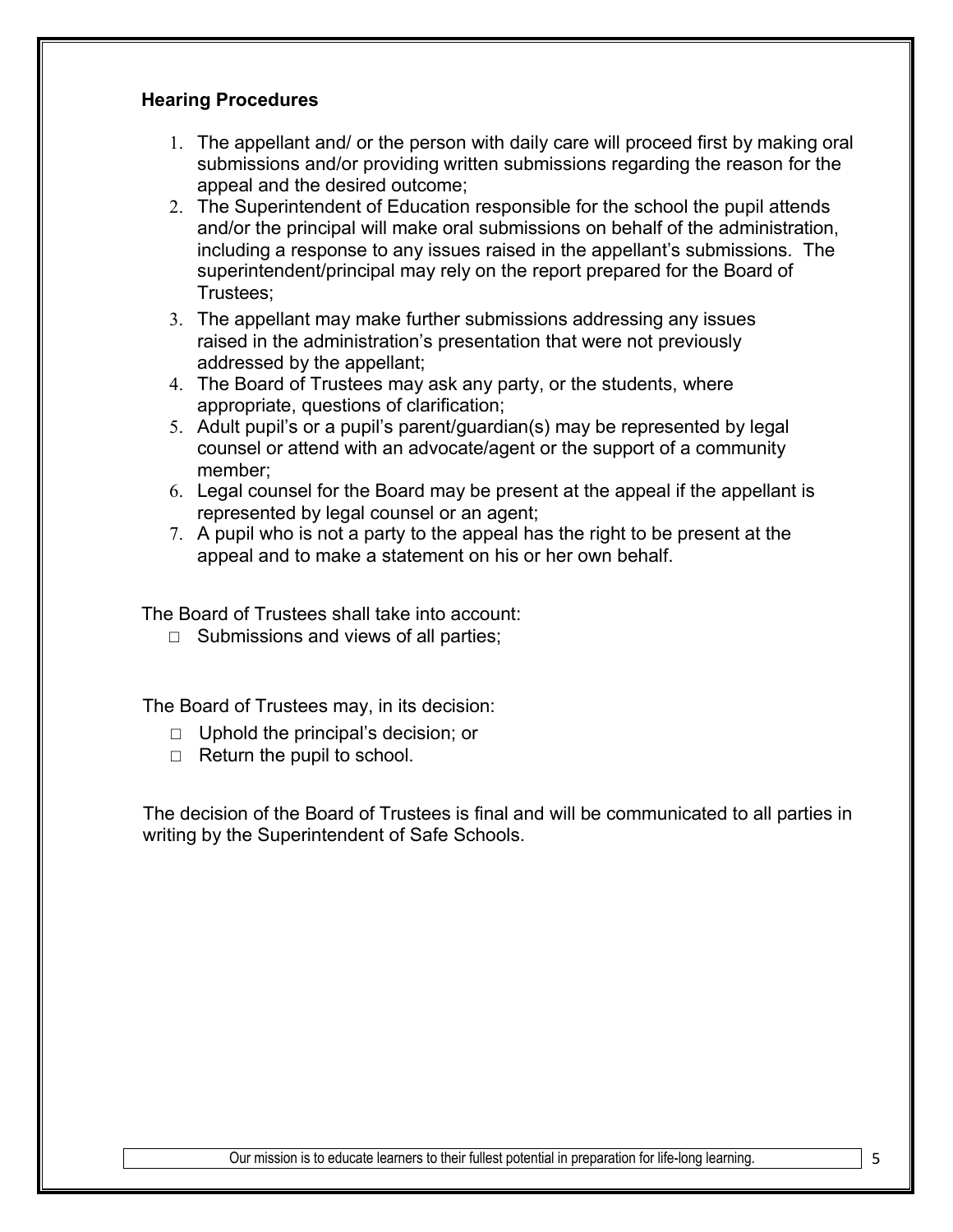### Hearing Procedures

1. The appellant and/ or the person with daily care will proceed first by making oral submissions and/or providing written submissions regarding the reason for the appeal and the desired outcome;
2. The Superintendent of Education responsible for the school the pupil attends and/or the principal will make oral submissions on behalf of the administration, including a response to any issues raised in the appellant's submissions. The superintendent/principal may rely on the report prepared for the Board of Trustees;
3. The appellant may make further submissions addressing any issues raised in the administration's presentation that were not previously addressed by the appellant;
4. The Board of Trustees may ask any party, or the students, where appropriate, questions of clarification;
5. Adult pupil's or a pupil's parent/guardian(s) may be represented by legal counsel or attend with an advocate/agent or the support of a community member;
6. Legal counsel for the Board may be present at the appeal if the appellant is represented by legal counsel or an agent;
7. A pupil who is not a party to the appeal has the right to be present at the appeal and to make a statement on his or her own behalf.

The Board of Trustees shall take into account:

- Submissions and views of all parties;

The Board of Trustees may, in its decision:

- Uphold the principal's decision; or
- Return the pupil to school.

The decision of the Board of Trustees is final and will be communicated to all parties in writing by the Superintendent of Safe Schools.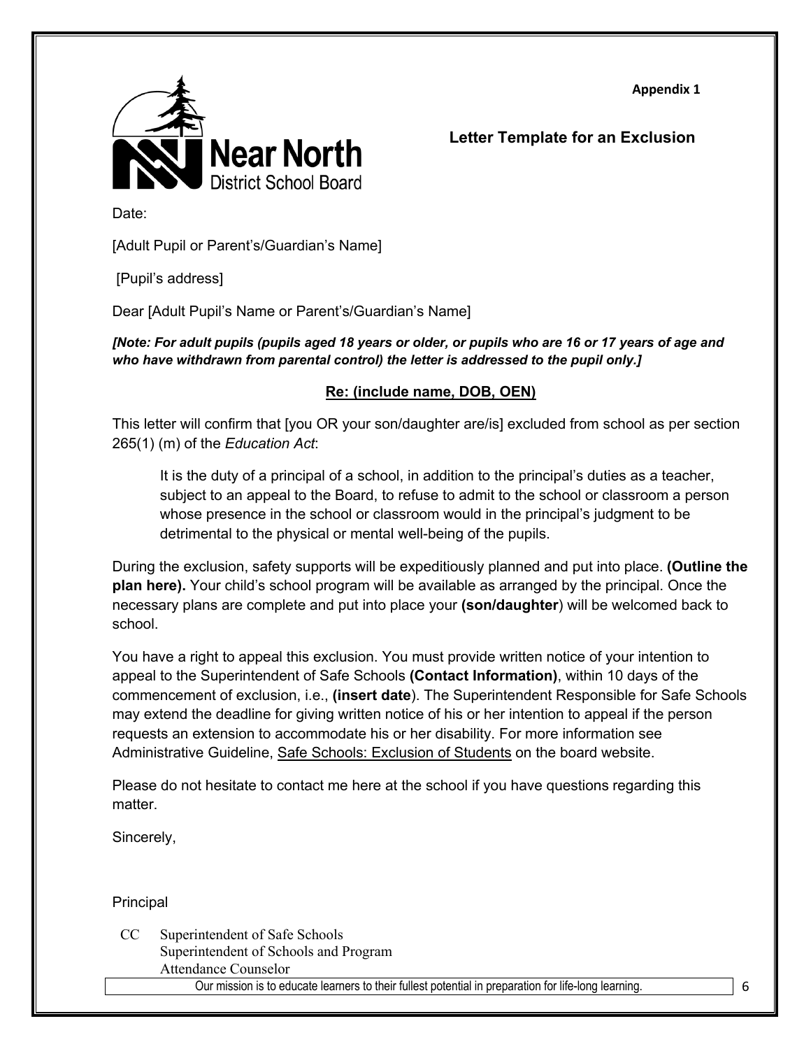**Appendix 1**

Near North District School Board

## Letter Template for an Exclusion

Date:

[Adult Pupil or Parent's/Guardian's Name]

[Pupil's address]

Dear [Adult Pupil's Name or Parent's/Guardian's Name]

***[Note: For adult pupils (pupils aged 18 years or older, or pupils who are 16 or 17 years of age and who have withdrawn from parental control) the letter is addressed to the pupil only.]***

**Re: (include name, DOB, OEN)**

This letter will confirm that [you OR your son/daughter are/is] excluded from school as per section 265(1) (m) of the *Education Act*:

> It is the duty of a principal of a school, in addition to the principal's duties as a teacher, subject to an appeal to the Board, to refuse to admit to the school or classroom a person whose presence in the school or classroom would in the principal's judgment to be detrimental to the physical or mental well-being of the pupils.

During the exclusion, safety supports will be expeditiously planned and put into place. **(Outline the plan here).** Your child's school program will be available as arranged by the principal. Once the necessary plans are complete and put into place your **(son/daughter**) will be welcomed back to school.

You have a right to appeal this exclusion. You must provide written notice of your intention to appeal to the Superintendent of Safe Schools **(Contact Information)**, within 10 days of the commencement of exclusion, i.e., **(insert date**). The Superintendent Responsible for Safe Schools may extend the deadline for giving written notice of his or her intention to appeal if the person requests an extension to accommodate his or her disability. For more information see Administrative Guideline, Safe Schools: Exclusion of Students on the board website.

Please do not hesitate to contact me here at the school if you have questions regarding this matter.

Sincerely,

Principal

CC Superintendent of Safe Schools
Superintendent of Schools and Program
Attendance Counselor

Our mission is to educate learners to their fullest potential in preparation for life-long learning.